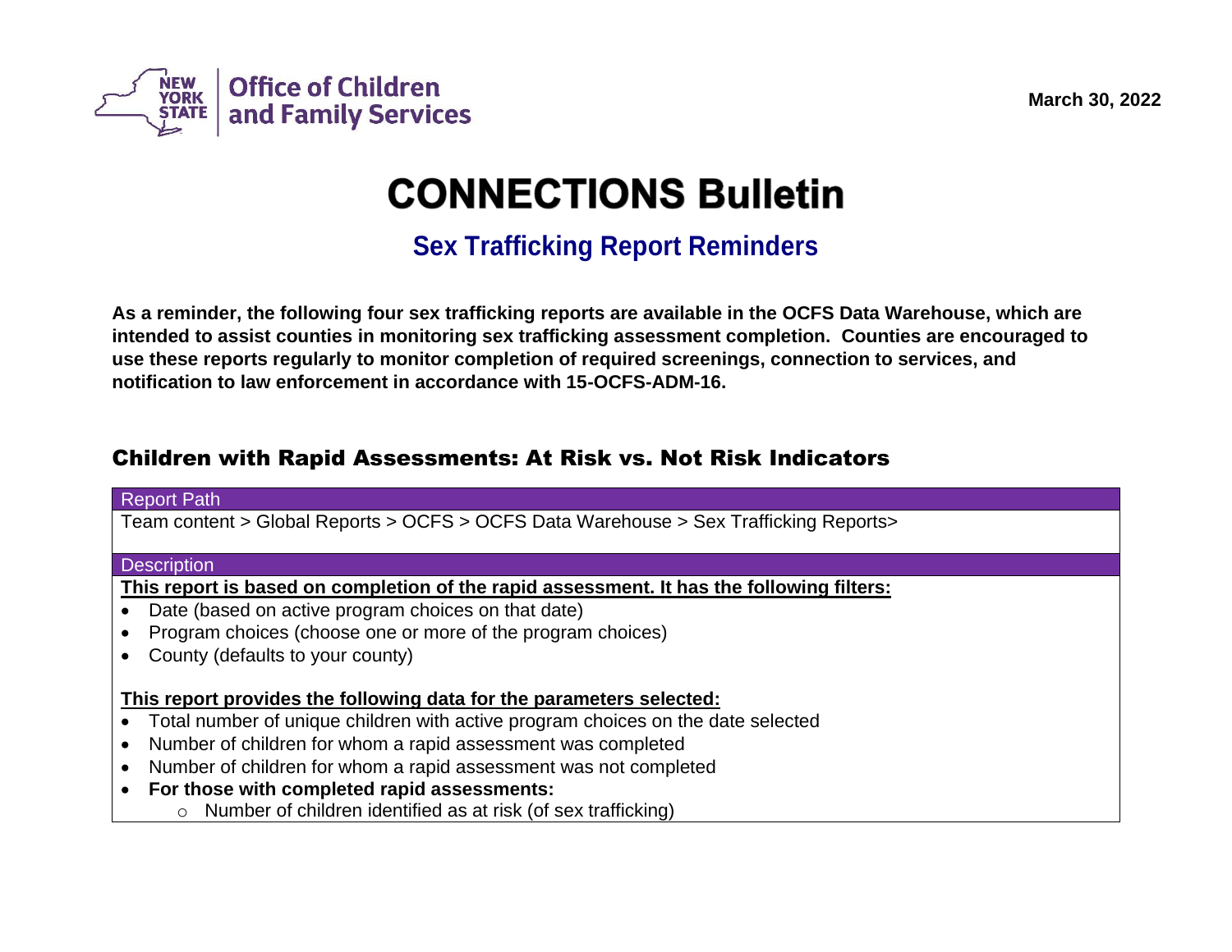NEW YORK STATE | Office of Children and Family Services

March 30, 2022

# CONNECTIONS Bulletin

## Sex Trafficking Report Reminders

**As a reminder, the following four sex trafficking reports are available in the OCFS Data Warehouse, which are intended to assist counties in monitoring sex trafficking assessment completion. Counties are encouraged to use these reports regularly to monitor completion of required screenings, connection to services, and notification to law enforcement in accordance with 15-OCFS-ADM-16.**

## Children with Rapid Assessments: At Risk vs. Not Risk Indicators

**Report Path**

Team content > Global Reports > OCFS > OCFS Data Warehouse > Sex Trafficking Reports>

**Description**

**<u>This report is based on completion of the rapid assessment. It has the following filters:</u>**

- Date (based on active program choices on that date)
- Program choices (choose one or more of the program choices)
- County (defaults to your county)

**<u>This report provides the following data for the parameters selected:</u>**

- Total number of unique children with active program choices on the date selected
- Number of children for whom a rapid assessment was completed
- Number of children for whom a rapid assessment was not completed
- **For those with completed rapid assessments:**
  - Number of children identified as at risk (of sex trafficking)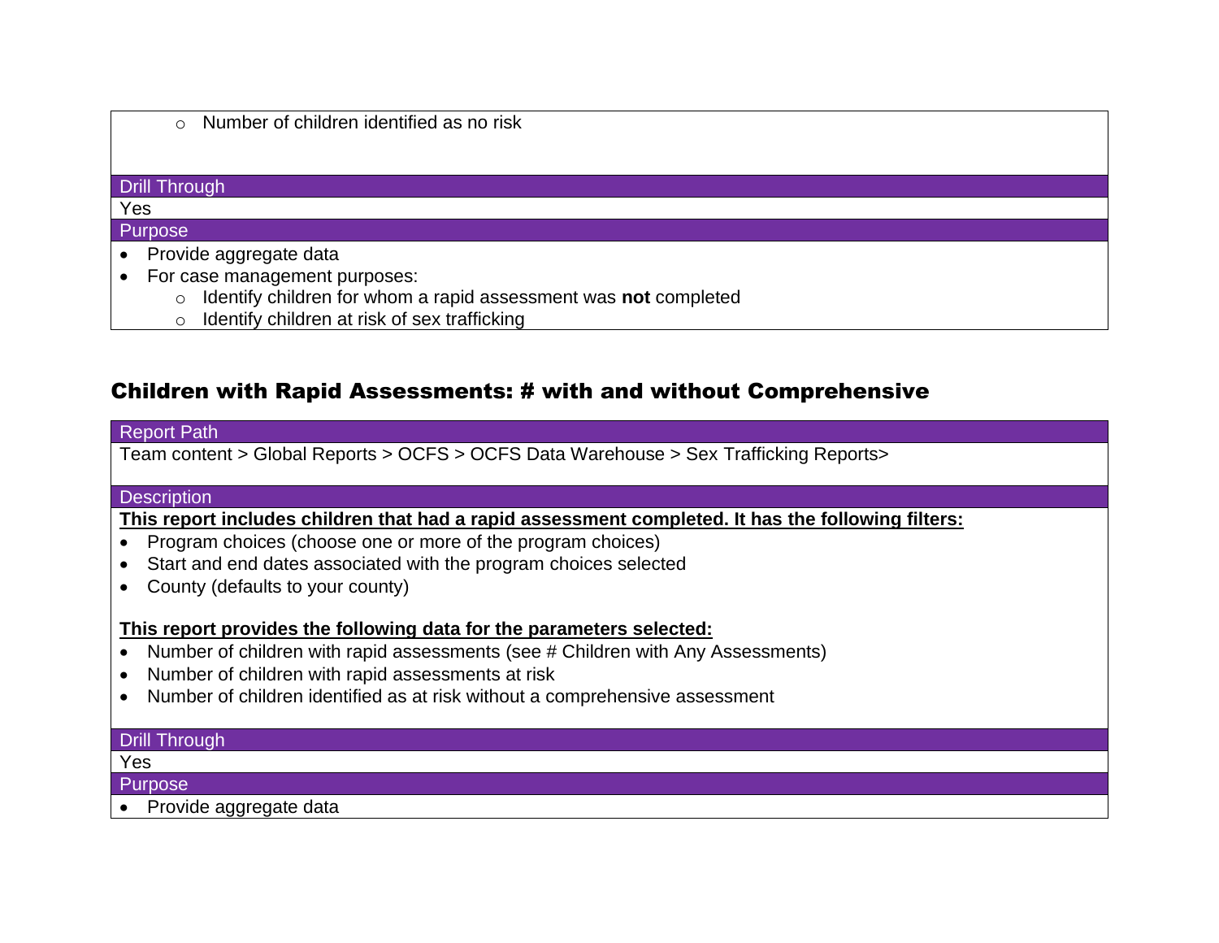- Number of children identified as no risk

**Drill Through**

Yes

**Purpose**

- Provide aggregate data
- For case management purposes:
    - Identify children for whom a rapid assessment was **not** completed
    - Identify children at risk of sex trafficking

## Children with Rapid Assessments: # with and without Comprehensive

**Report Path**

Team content > Global Reports > OCFS > OCFS Data Warehouse > Sex Trafficking Reports>

**Description**

**This report includes children that had a rapid assessment completed. It has the following filters:**

- Program choices (choose one or more of the program choices)
- Start and end dates associated with the program choices selected
- County (defaults to your county)

**This report provides the following data for the parameters selected:**

- Number of children with rapid assessments (see # Children with Any Assessments)
- Number of children with rapid assessments at risk
- Number of children identified as at risk without a comprehensive assessment

**Drill Through**

Yes

**Purpose**

- Provide aggregate data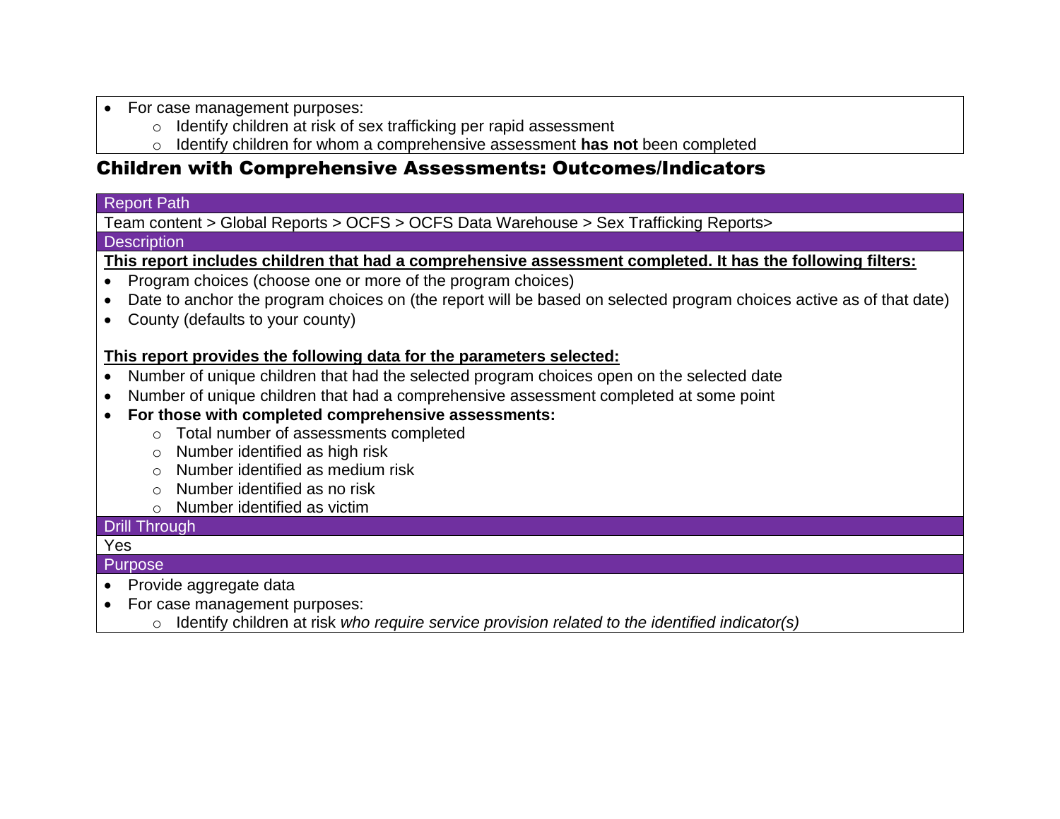- For case management purposes:
  - Identify children at risk of sex trafficking per rapid assessment
  - Identify children for whom a comprehensive assessment **has not** been completed

## Children with Comprehensive Assessments: Outcomes/Indicators

**Report Path**

Team content > Global Reports > OCFS > OCFS Data Warehouse > Sex Trafficking Reports>

**Description**

**This report includes children that had a comprehensive assessment completed. It has the following filters:**

- Program choices (choose one or more of the program choices)
- Date to anchor the program choices on (the report will be based on selected program choices active as of that date)
- County (defaults to your county)

**This report provides the following data for the parameters selected:**

- Number of unique children that had the selected program choices open on the selected date
- Number of unique children that had a comprehensive assessment completed at some point
- **For those with completed comprehensive assessments:**
  - Total number of assessments completed
  - Number identified as high risk
  - Number identified as medium risk
  - Number identified as no risk
  - Number identified as victim

**Drill Through**

Yes

**Purpose**

- Provide aggregate data
- For case management purposes:
  - Identify children at risk *who require service provision related to the identified indicator(s)*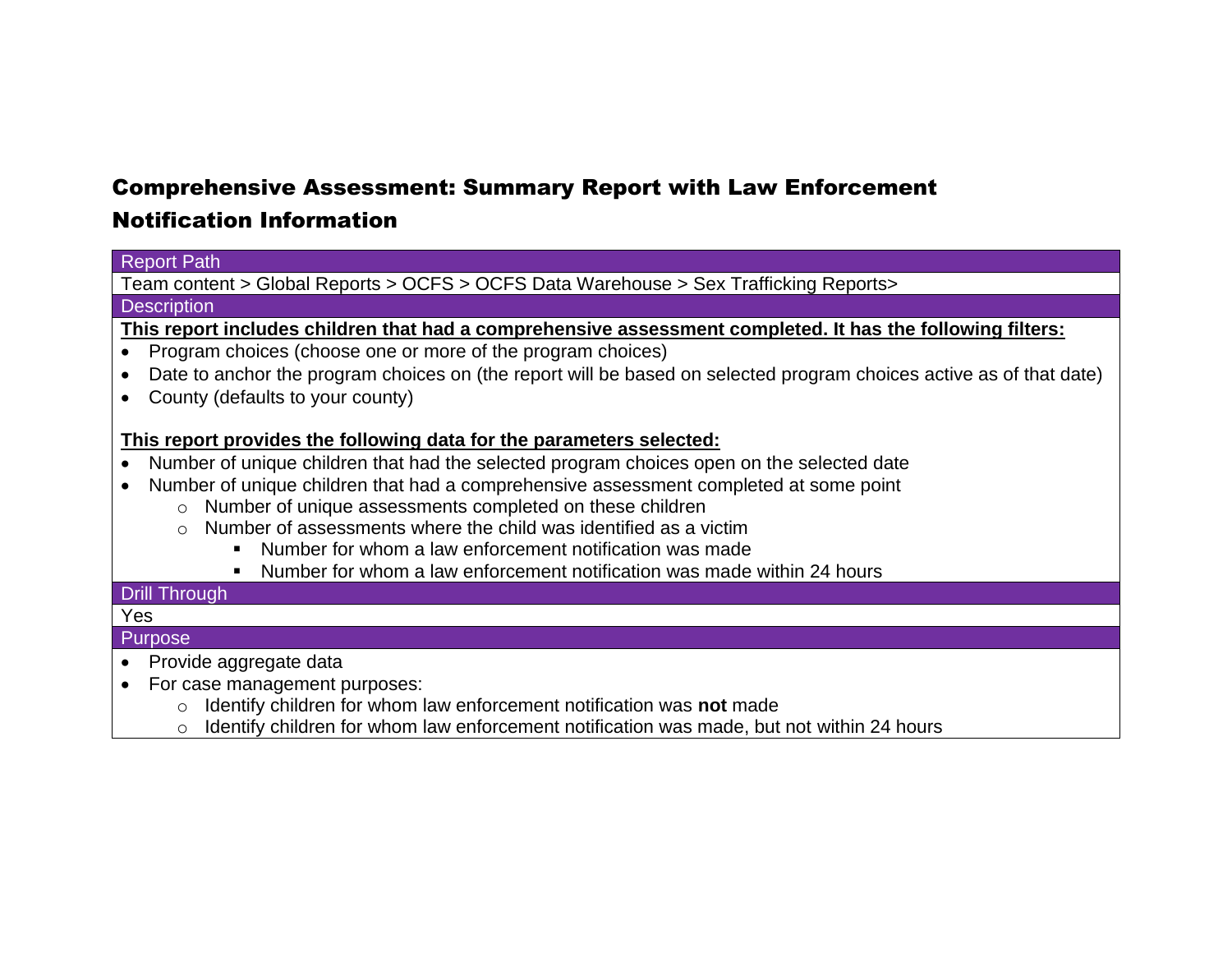## Comprehensive Assessment: Summary Report with Law Enforcement Notification Information

**Report Path**

Team content > Global Reports > OCFS > OCFS Data Warehouse > Sex Trafficking Reports>

**Description**

**This report includes children that had a comprehensive assessment completed. It has the following filters:**

- Program choices (choose one or more of the program choices)
- Date to anchor the program choices on (the report will be based on selected program choices active as of that date)
- County (defaults to your county)

**This report provides the following data for the parameters selected:**

- Number of unique children that had the selected program choices open on the selected date
- Number of unique children that had a comprehensive assessment completed at some point
  - Number of unique assessments completed on these children
  - Number of assessments where the child was identified as a victim
    - Number for whom a law enforcement notification was made
    - Number for whom a law enforcement notification was made within 24 hours

**Drill Through**

Yes

**Purpose**

- Provide aggregate data
- For case management purposes:
  - Identify children for whom law enforcement notification was **not** made
  - Identify children for whom law enforcement notification was made, but not within 24 hours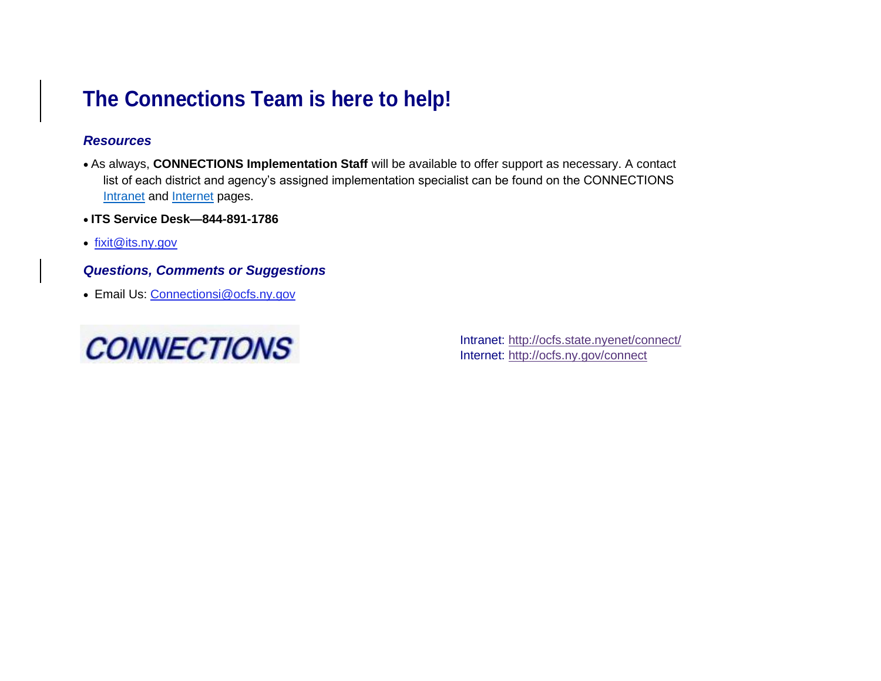# The Connections Team is here to help!

***Resources***

- As always, **CONNECTIONS Implementation Staff** will be available to offer support as necessary. A contact list of each district and agency's assigned implementation specialist can be found on the CONNECTIONS Intranet and Internet pages.
- **ITS Service Desk—844-891-1786**
- fixit@its.ny.gov

***Questions, Comments or Suggestions***

- Email Us: Connectionsi@ocfs.ny.gov

CONNECTIONS

Intranet: http://ocfs.state.nyenet/connect/
Internet: http://ocfs.ny.gov/connect